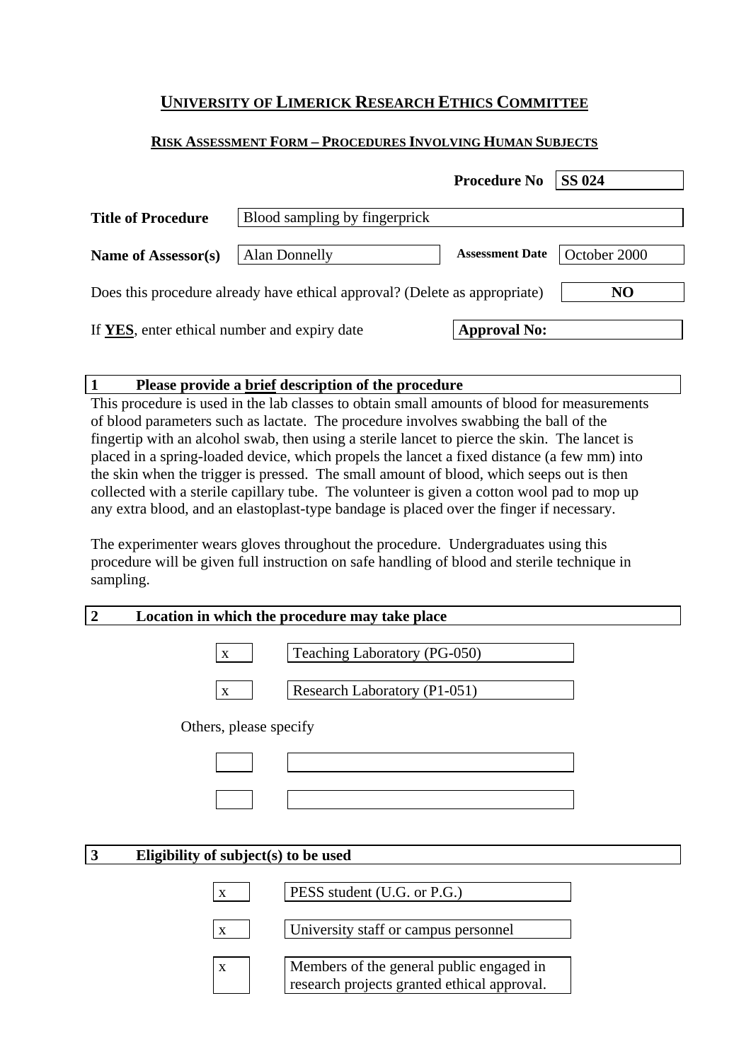# UNIVERSITY OF LIMERICK RESEARCH ETHICS COMMITTEE

## RISK ASSESSMENT FORM – PROCEDURES INVOLVING HUMAN SUBJECTS

**Procedure No:** **SS 024**

**Title of Procedure:** Blood sampling by fingerprick

**Name of Assessor(s):** Alan Donnelly

**Assessment Date:** October 2000

Does this procedure already have ethical approval? (Delete as appropriate) **NO**

If **YES**, enter ethical number and expiry date **Approval No:**

### 1 Please provide a brief description of the procedure

This procedure is used in the lab classes to obtain small amounts of blood for measurements of blood parameters such as lactate. The procedure involves swabbing the ball of the fingertip with an alcohol swab, then using a sterile lancet to pierce the skin. The lancet is placed in a spring-loaded device, which propels the lancet a fixed distance (a few mm) into the skin when the trigger is pressed. The small amount of blood, which seeps out is then collected with a sterile capillary tube. The volunteer is given a cotton wool pad to mop up any extra blood, and an elastoplast-type bandage is placed over the finger if necessary.

The experimenter wears gloves throughout the procedure. Undergraduates using this procedure will be given full instruction on safe handling of blood and sterile technique in sampling.

### 2 Location in which the procedure may take place

| | |
|---|---|
| x | Teaching Laboratory (PG-050) |
| x | Research Laboratory (P1-051) |

Others, please specify

| | |
|---|---|
| | |
| | |

### 3 Eligibility of subject(s) to be used

| | |
|---|---|
| x | PESS student (U.G. or P.G.) |
| x | University staff or campus personnel |
| x | Members of the general public engaged in research projects granted ethical approval. |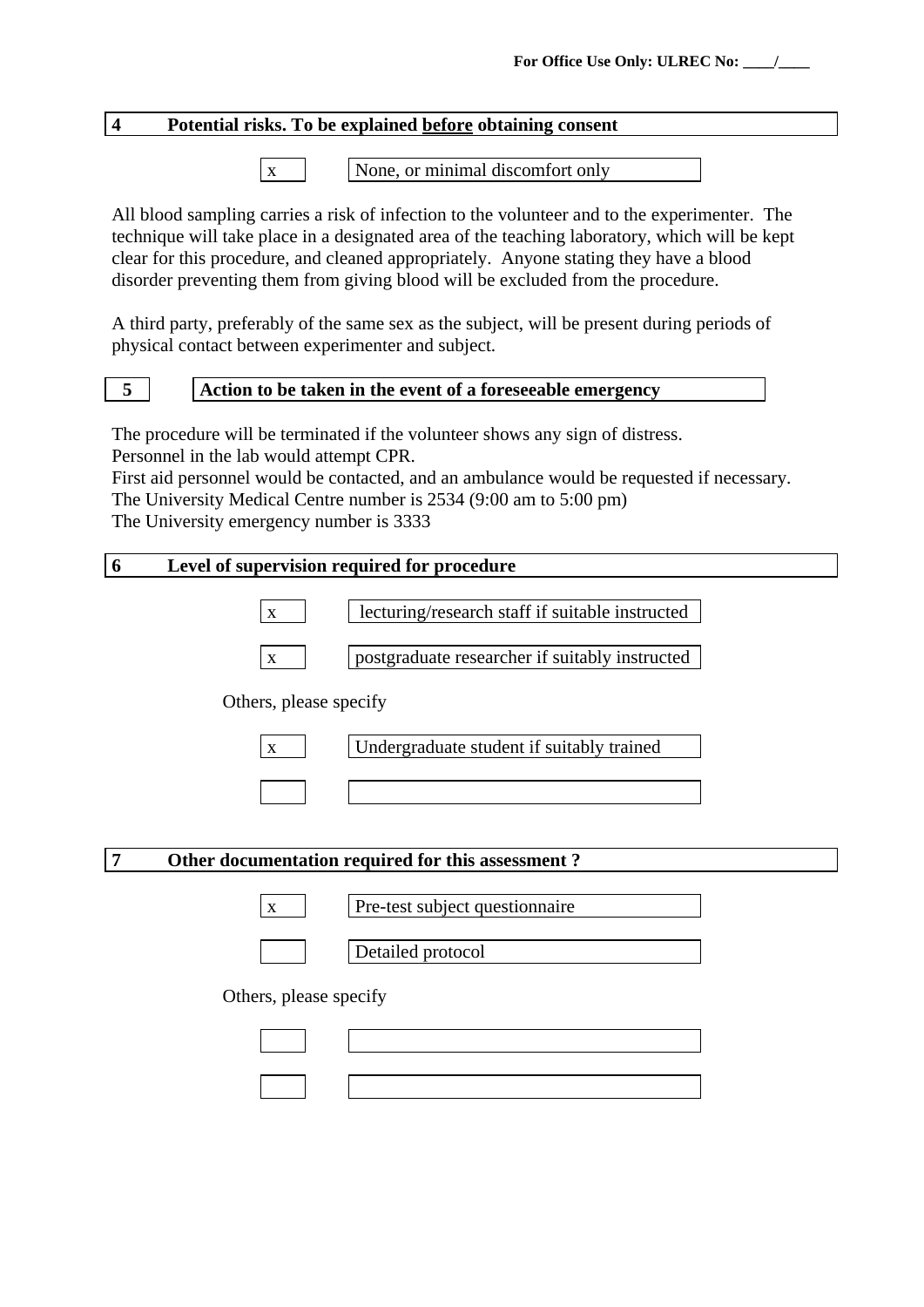For Office Use Only: ULREC No: ____/____

## 4 Potential risks. To be explained <u>before</u> obtaining consent

- [x] None, or minimal discomfort only

All blood sampling carries a risk of infection to the volunteer and to the experimenter. The technique will take place in a designated area of the teaching laboratory, which will be kept clear for this procedure, and cleaned appropriately. Anyone stating they have a blood disorder preventing them from giving blood will be excluded from the procedure.

A third party, preferably of the same sex as the subject, will be present during periods of physical contact between experimenter and subject.

## 5 Action to be taken in the event of a foreseeable emergency

The procedure will be terminated if the volunteer shows any sign of distress.
Personnel in the lab would attempt CPR.
First aid personnel would be contacted, and an ambulance would be requested if necessary.
The University Medical Centre number is 2534 (9:00 am to 5:00 pm)
The University emergency number is 3333

## 6 Level of supervision required for procedure

- [x] lecturing/research staff if suitable instructed
- [x] postgraduate researcher if suitably instructed

Others, please specify

- [x] Undergraduate student if suitably trained
- [ ] 

## 7 Other documentation required for this assessment ?

- [x] Pre-test subject questionnaire
- [ ] Detailed protocol

Others, please specify

- [ ] 
- [ ]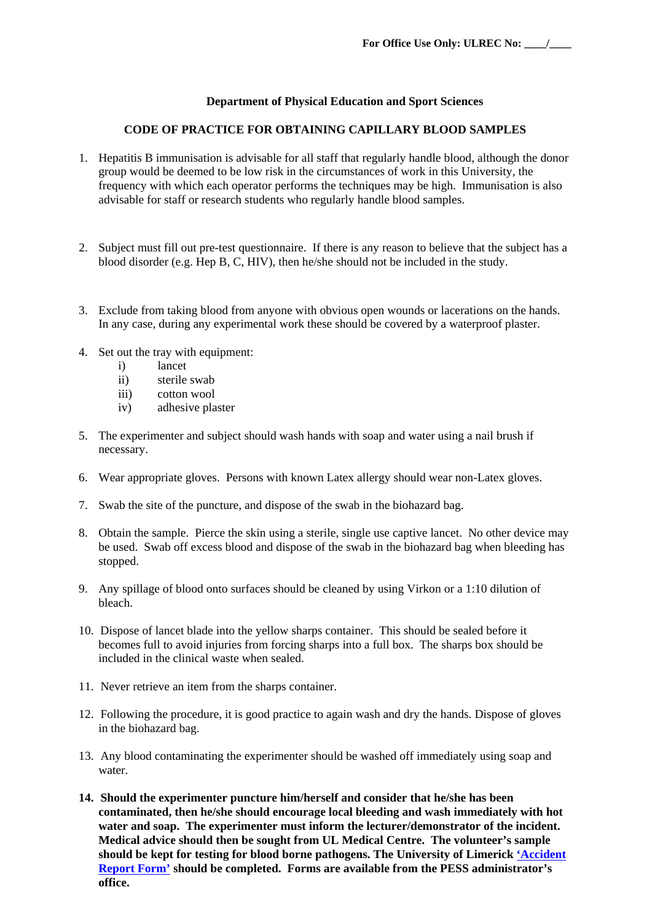For Office Use Only: ULREC No: ____/____

**Department of Physical Education and Sport Sciences**

**CODE OF PRACTICE FOR OBTAINING CAPILLARY BLOOD SAMPLES**

1. Hepatitis B immunisation is advisable for all staff that regularly handle blood, although the donor group would be deemed to be low risk in the circumstances of work in this University, the frequency with which each operator performs the techniques may be high. Immunisation is also advisable for staff or research students who regularly handle blood samples.

2. Subject must fill out pre-test questionnaire. If there is any reason to believe that the subject has a blood disorder (e.g. Hep B, C, HIV), then he/she should not be included in the study.

3. Exclude from taking blood from anyone with obvious open wounds or lacerations on the hands. In any case, during any experimental work these should be covered by a waterproof plaster.

4. Set out the tray with equipment:
   i) lancet
   ii) sterile swab
   iii) cotton wool
   iv) adhesive plaster

5. The experimenter and subject should wash hands with soap and water using a nail brush if necessary.

6. Wear appropriate gloves. Persons with known Latex allergy should wear non-Latex gloves.

7. Swab the site of the puncture, and dispose of the swab in the biohazard bag.

8. Obtain the sample. Pierce the skin using a sterile, single use captive lancet. No other device may be used. Swab off excess blood and dispose of the swab in the biohazard bag when bleeding has stopped.

9. Any spillage of blood onto surfaces should be cleaned by using Virkon or a 1:10 dilution of bleach.

10. Dispose of lancet blade into the yellow sharps container. This should be sealed before it becomes full to avoid injuries from forcing sharps into a full box. The sharps box should be included in the clinical waste when sealed.

11. Never retrieve an item from the sharps container.

12. Following the procedure, it is good practice to again wash and dry the hands. Dispose of gloves in the biohazard bag.

13. Any blood contaminating the experimenter should be washed off immediately using soap and water.

14. **Should the experimenter puncture him/herself and consider that he/she has been contaminated, then he/she should encourage local bleeding and wash immediately with hot water and soap. The experimenter must inform the lecturer/demonstrator of the incident. Medical advice should then be sought from UL Medical Centre. The volunteer's sample should be kept for testing for blood borne pathogens. The University of Limerick 'Accident Report Form' should be completed. Forms are available from the PESS administrator's office.**